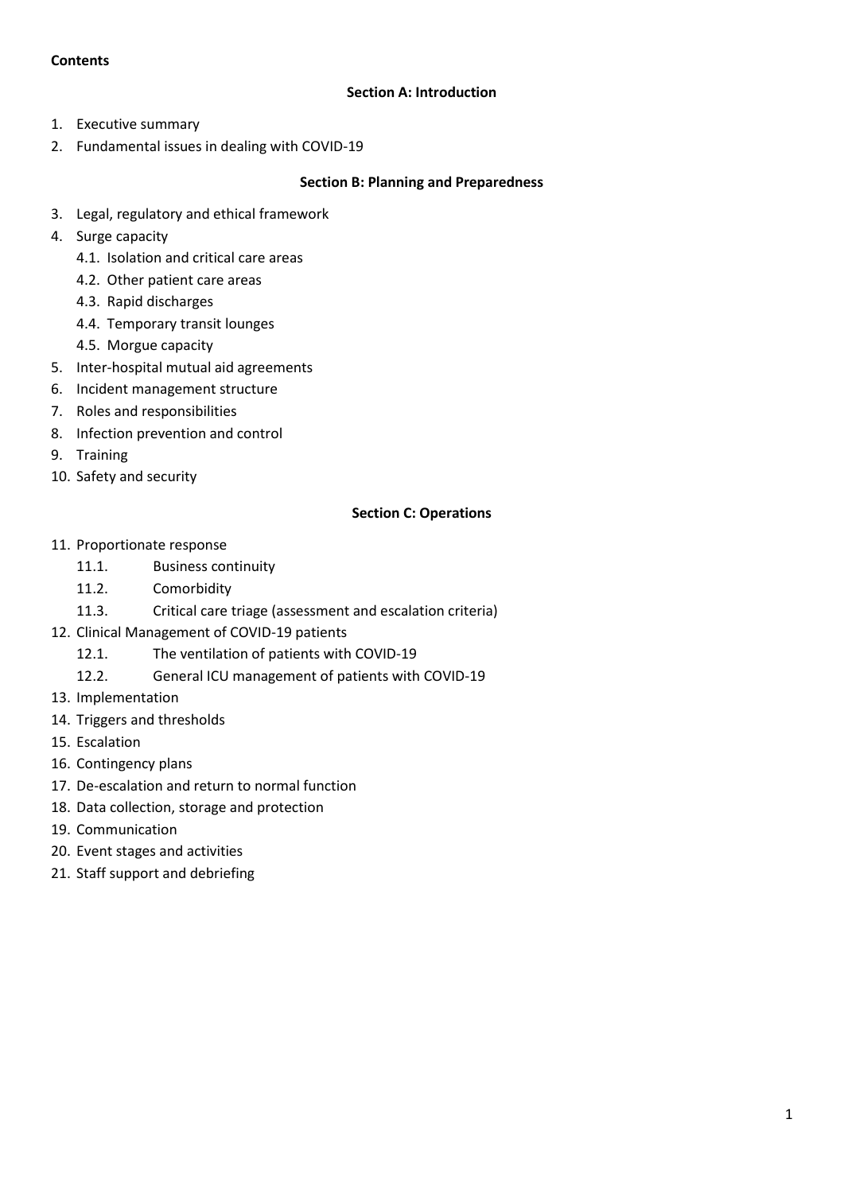**Contents**

**Section A: Introduction**

1. Executive summary
2. Fundamental issues in dealing with COVID-19

**Section B: Planning and Preparedness**

3. Legal, regulatory and ethical framework
4. Surge capacity
   - 4.1. Isolation and critical care areas
   - 4.2. Other patient care areas
   - 4.3. Rapid discharges
   - 4.4. Temporary transit lounges
   - 4.5. Morgue capacity
5. Inter-hospital mutual aid agreements
6. Incident management structure
7. Roles and responsibilities
8. Infection prevention and control
9. Training
10. Safety and security

**Section C: Operations**

11. Proportionate response
    - 11.1. Business continuity
    - 11.2. Comorbidity
    - 11.3. Critical care triage (assessment and escalation criteria)
12. Clinical Management of COVID-19 patients
    - 12.1. The ventilation of patients with COVID-19
    - 12.2. General ICU management of patients with COVID-19
13. Implementation
14. Triggers and thresholds
15. Escalation
16. Contingency plans
17. De-escalation and return to normal function
18. Data collection, storage and protection
19. Communication
20. Event stages and activities
21. Staff support and debriefing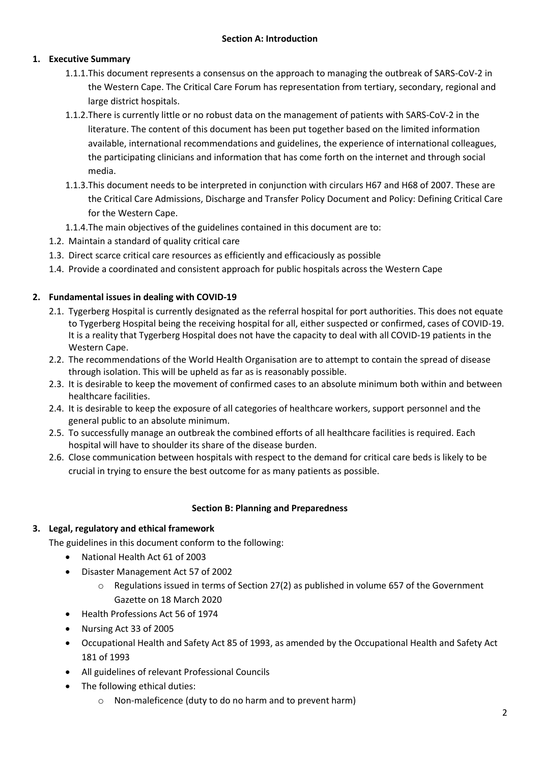## Section A: Introduction

### 1. Executive Summary

1.1.1. This document represents a consensus on the approach to managing the outbreak of SARS-CoV-2 in the Western Cape. The Critical Care Forum has representation from tertiary, secondary, regional and large district hospitals.

1.1.2. There is currently little or no robust data on the management of patients with SARS-CoV-2 in the literature. The content of this document has been put together based on the limited information available, international recommendations and guidelines, the experience of international colleagues, the participating clinicians and information that has come forth on the internet and through social media.

1.1.3. This document needs to be interpreted in conjunction with circulars H67 and H68 of 2007. These are the Critical Care Admissions, Discharge and Transfer Policy Document and Policy: Defining Critical Care for the Western Cape.

1.1.4. The main objectives of the guidelines contained in this document are to:

1.2. Maintain a standard of quality critical care

1.3. Direct scarce critical care resources as efficiently and efficaciously as possible

1.4. Provide a coordinated and consistent approach for public hospitals across the Western Cape

### 2. Fundamental issues in dealing with COVID-19

2.1. Tygerberg Hospital is currently designated as the referral hospital for port authorities. This does not equate to Tygerberg Hospital being the receiving hospital for all, either suspected or confirmed, cases of COVID-19. It is a reality that Tygerberg Hospital does not have the capacity to deal with all COVID-19 patients in the Western Cape.

2.2. The recommendations of the World Health Organisation are to attempt to contain the spread of disease through isolation. This will be upheld as far as is reasonably possible.

2.3. It is desirable to keep the movement of confirmed cases to an absolute minimum both within and between healthcare facilities.

2.4. It is desirable to keep the exposure of all categories of healthcare workers, support personnel and the general public to an absolute minimum.

2.5. To successfully manage an outbreak the combined efforts of all healthcare facilities is required. Each hospital will have to shoulder its share of the disease burden.

2.6. Close communication between hospitals with respect to the demand for critical care beds is likely to be crucial in trying to ensure the best outcome for as many patients as possible.

## Section B: Planning and Preparedness

### 3. Legal, regulatory and ethical framework

The guidelines in this document conform to the following:

- National Health Act 61 of 2003
- Disaster Management Act 57 of 2002
  - Regulations issued in terms of Section 27(2) as published in volume 657 of the Government Gazette on 18 March 2020
- Health Professions Act 56 of 1974
- Nursing Act 33 of 2005
- Occupational Health and Safety Act 85 of 1993, as amended by the Occupational Health and Safety Act 181 of 1993
- All guidelines of relevant Professional Councils
- The following ethical duties:
  - Non-maleficence (duty to do no harm and to prevent harm)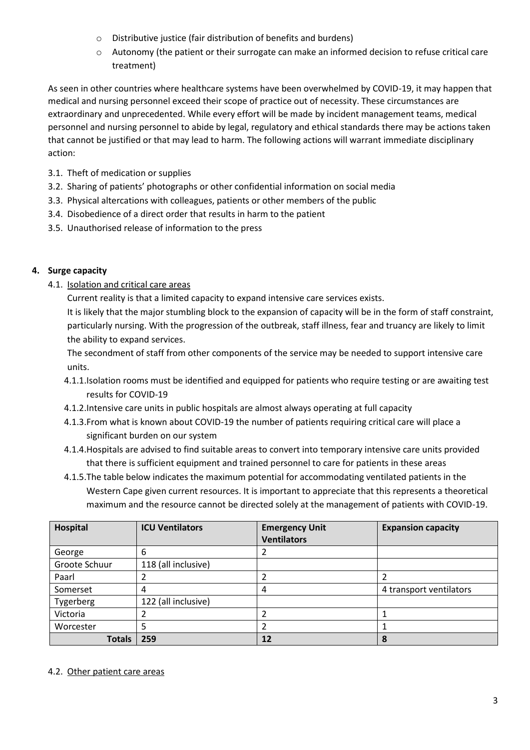- Distributive justice (fair distribution of benefits and burdens)
- Autonomy (the patient or their surrogate can make an informed decision to refuse critical care treatment)

As seen in other countries where healthcare systems have been overwhelmed by COVID-19, it may happen that medical and nursing personnel exceed their scope of practice out of necessity. These circumstances are extraordinary and unprecedented. While every effort will be made by incident management teams, medical personnel and nursing personnel to abide by legal, regulatory and ethical standards there may be actions taken that cannot be justified or that may lead to harm. The following actions will warrant immediate disciplinary action:

3.1. Theft of medication or supplies
3.2. Sharing of patients' photographs or other confidential information on social media
3.3. Physical altercations with colleagues, patients or other members of the public
3.4. Disobedience of a direct order that results in harm to the patient
3.5. Unauthorised release of information to the press

## 4. Surge capacity

### 4.1. Isolation and critical care areas

Current reality is that a limited capacity to expand intensive care services exists.

It is likely that the major stumbling block to the expansion of capacity will be in the form of staff constraint, particularly nursing. With the progression of the outbreak, staff illness, fear and truancy are likely to limit the ability to expand services.

The secondment of staff from other components of the service may be needed to support intensive care units.

4.1.1. Isolation rooms must be identified and equipped for patients who require testing or are awaiting test results for COVID-19
4.1.2. Intensive care units in public hospitals are almost always operating at full capacity
4.1.3. From what is known about COVID-19 the number of patients requiring critical care will place a significant burden on our system
4.1.4. Hospitals are advised to find suitable areas to convert into temporary intensive care units provided that there is sufficient equipment and trained personnel to care for patients in these areas
4.1.5. The table below indicates the maximum potential for accommodating ventilated patients in the Western Cape given current resources. It is important to appreciate that this represents a theoretical maximum and the resource cannot be directed solely at the management of patients with COVID-19.

| Hospital | ICU Ventilators | Emergency Unit Ventilators | Expansion capacity |
|---|---|---|---|
| George | 6 | 2 | |
| Groote Schuur | 118 (all inclusive) | | |
| Paarl | 2 | 2 | 2 |
| Somerset | 4 | 4 | 4 transport ventilators |
| Tygerberg | 122 (all inclusive) | | |
| Victoria | 2 | 2 | 1 |
| Worcester | 5 | 2 | 1 |
| **Totals** | **259** | **12** | **8** |

### 4.2. Other patient care areas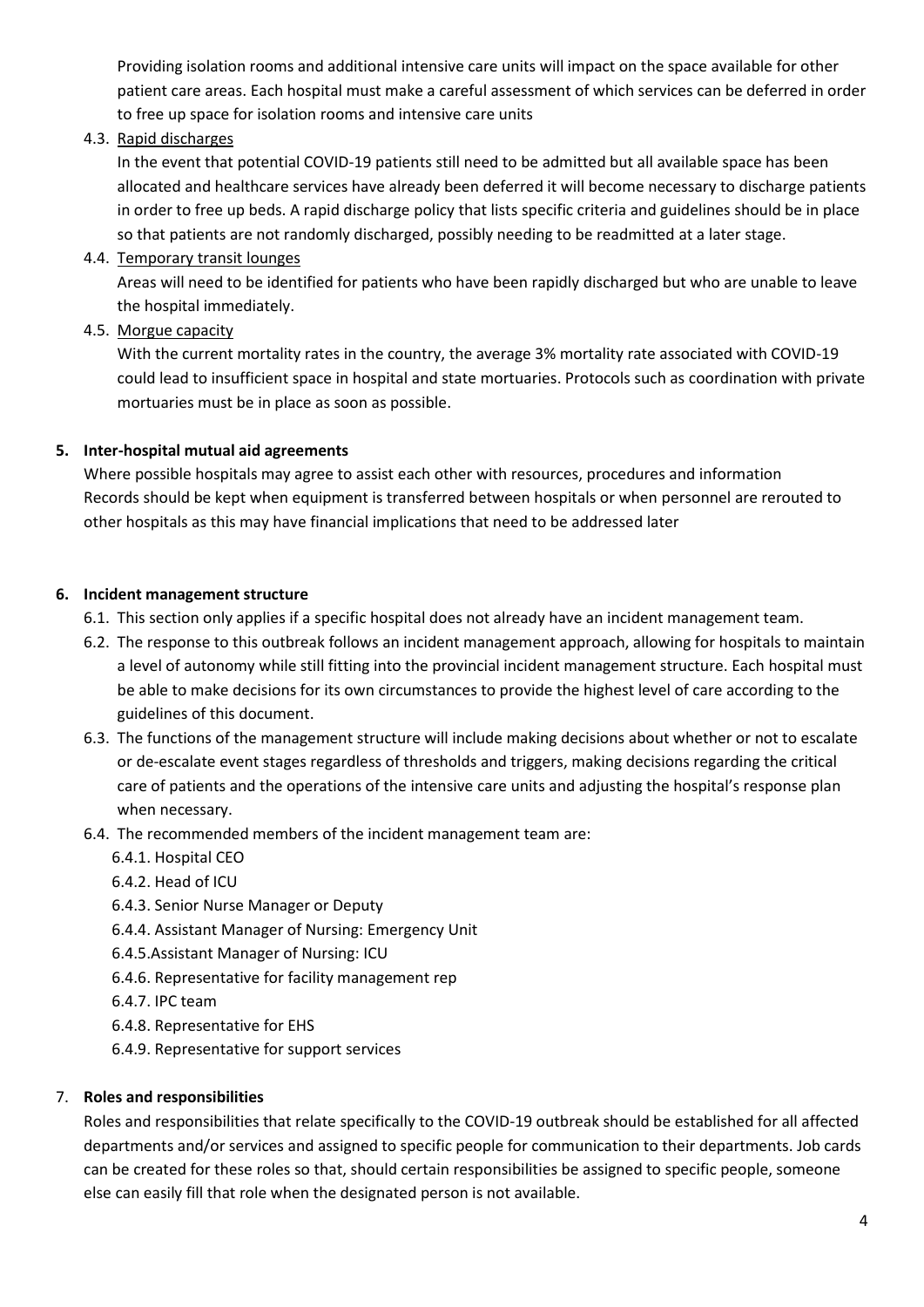Providing isolation rooms and additional intensive care units will impact on the space available for other patient care areas. Each hospital must make a careful assessment of which services can be deferred in order to free up space for isolation rooms and intensive care units

4.3. Rapid discharges

In the event that potential COVID-19 patients still need to be admitted but all available space has been allocated and healthcare services have already been deferred it will become necessary to discharge patients in order to free up beds. A rapid discharge policy that lists specific criteria and guidelines should be in place so that patients are not randomly discharged, possibly needing to be readmitted at a later stage.

4.4. Temporary transit lounges

Areas will need to be identified for patients who have been rapidly discharged but who are unable to leave the hospital immediately.

4.5. Morgue capacity

With the current mortality rates in the country, the average 3% mortality rate associated with COVID-19 could lead to insufficient space in hospital and state mortuaries. Protocols such as coordination with private mortuaries must be in place as soon as possible.

## 5. Inter-hospital mutual aid agreements

Where possible hospitals may agree to assist each other with resources, procedures and information
Records should be kept when equipment is transferred between hospitals or when personnel are rerouted to other hospitals as this may have financial implications that need to be addressed later

## 6. Incident management structure

6.1. This section only applies if a specific hospital does not already have an incident management team.

6.2. The response to this outbreak follows an incident management approach, allowing for hospitals to maintain a level of autonomy while still fitting into the provincial incident management structure. Each hospital must be able to make decisions for its own circumstances to provide the highest level of care according to the guidelines of this document.

6.3. The functions of the management structure will include making decisions about whether or not to escalate or de-escalate event stages regardless of thresholds and triggers, making decisions regarding the critical care of patients and the operations of the intensive care units and adjusting the hospital's response plan when necessary.

6.4. The recommended members of the incident management team are:

6.4.1. Hospital CEO
6.4.2. Head of ICU
6.4.3. Senior Nurse Manager or Deputy
6.4.4. Assistant Manager of Nursing: Emergency Unit
6.4.5.Assistant Manager of Nursing: ICU
6.4.6. Representative for facility management rep
6.4.7. IPC team
6.4.8. Representative for EHS
6.4.9. Representative for support services

## 7. Roles and responsibilities

Roles and responsibilities that relate specifically to the COVID-19 outbreak should be established for all affected departments and/or services and assigned to specific people for communication to their departments. Job cards can be created for these roles so that, should certain responsibilities be assigned to specific people, someone else can easily fill that role when the designated person is not available.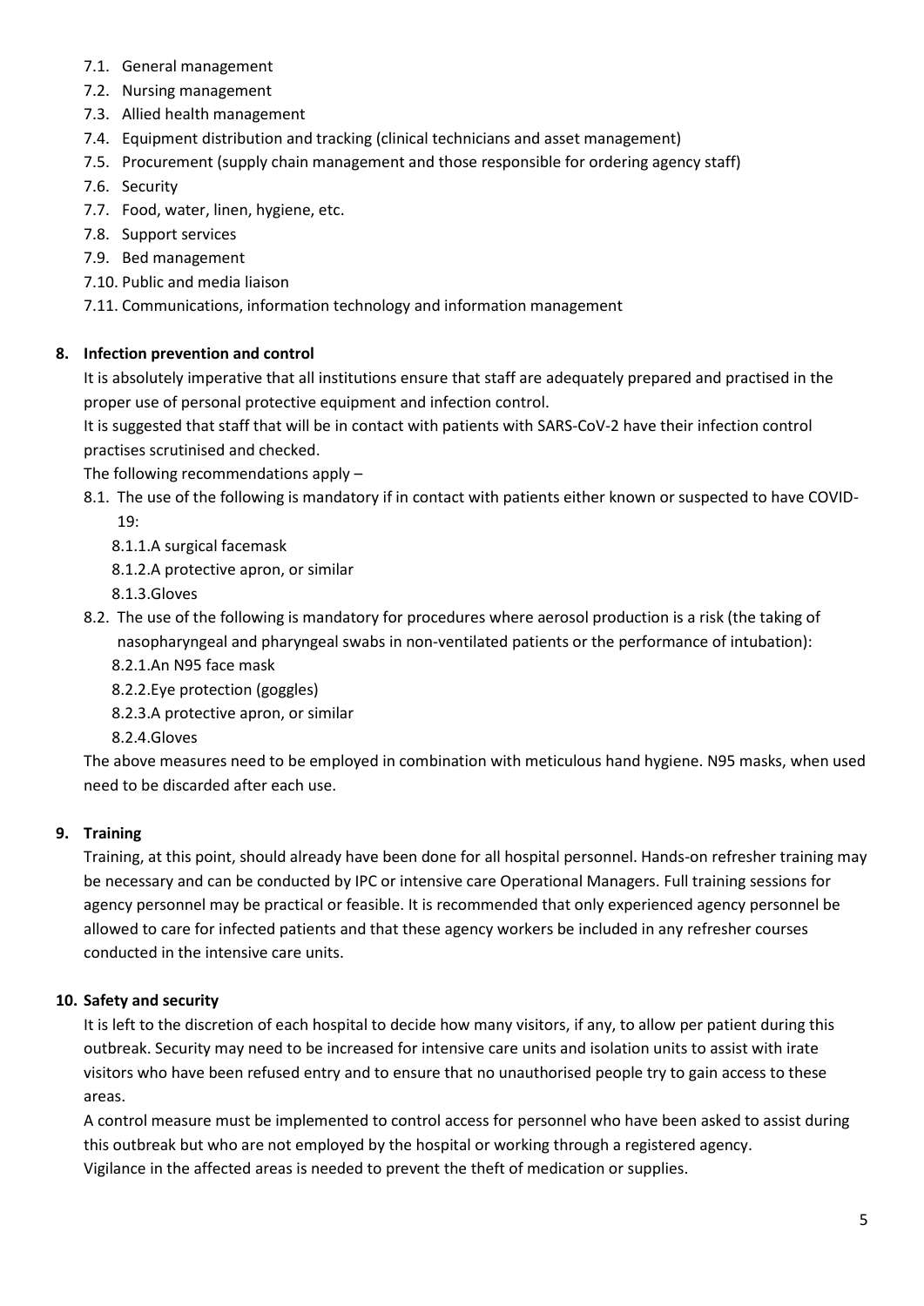- 7.1. General management
- 7.2. Nursing management
- 7.3. Allied health management
- 7.4. Equipment distribution and tracking (clinical technicians and asset management)
- 7.5. Procurement (supply chain management and those responsible for ordering agency staff)
- 7.6. Security
- 7.7. Food, water, linen, hygiene, etc.
- 7.8. Support services
- 7.9. Bed management
- 7.10. Public and media liaison
- 7.11. Communications, information technology and information management

## 8. Infection prevention and control

It is absolutely imperative that all institutions ensure that staff are adequately prepared and practised in the proper use of personal protective equipment and infection control.

It is suggested that staff that will be in contact with patients with SARS-CoV-2 have their infection control practises scrutinised and checked.

The following recommendations apply –

- 8.1. The use of the following is mandatory if in contact with patients either known or suspected to have COVID-19:
  - 8.1.1. A surgical facemask
  - 8.1.2. A protective apron, or similar
  - 8.1.3. Gloves
- 8.2. The use of the following is mandatory for procedures where aerosol production is a risk (the taking of nasopharyngeal and pharyngeal swabs in non-ventilated patients or the performance of intubation):
  - 8.2.1. An N95 face mask
  - 8.2.2. Eye protection (goggles)
  - 8.2.3. A protective apron, or similar
  - 8.2.4. Gloves

The above measures need to be employed in combination with meticulous hand hygiene. N95 masks, when used need to be discarded after each use.

## 9. Training

Training, at this point, should already have been done for all hospital personnel. Hands-on refresher training may be necessary and can be conducted by IPC or intensive care Operational Managers. Full training sessions for agency personnel may be practical or feasible. It is recommended that only experienced agency personnel be allowed to care for infected patients and that these agency workers be included in any refresher courses conducted in the intensive care units.

## 10. Safety and security

It is left to the discretion of each hospital to decide how many visitors, if any, to allow per patient during this outbreak. Security may need to be increased for intensive care units and isolation units to assist with irate visitors who have been refused entry and to ensure that no unauthorised people try to gain access to these areas.

A control measure must be implemented to control access for personnel who have been asked to assist during this outbreak but who are not employed by the hospital or working through a registered agency.

Vigilance in the affected areas is needed to prevent the theft of medication or supplies.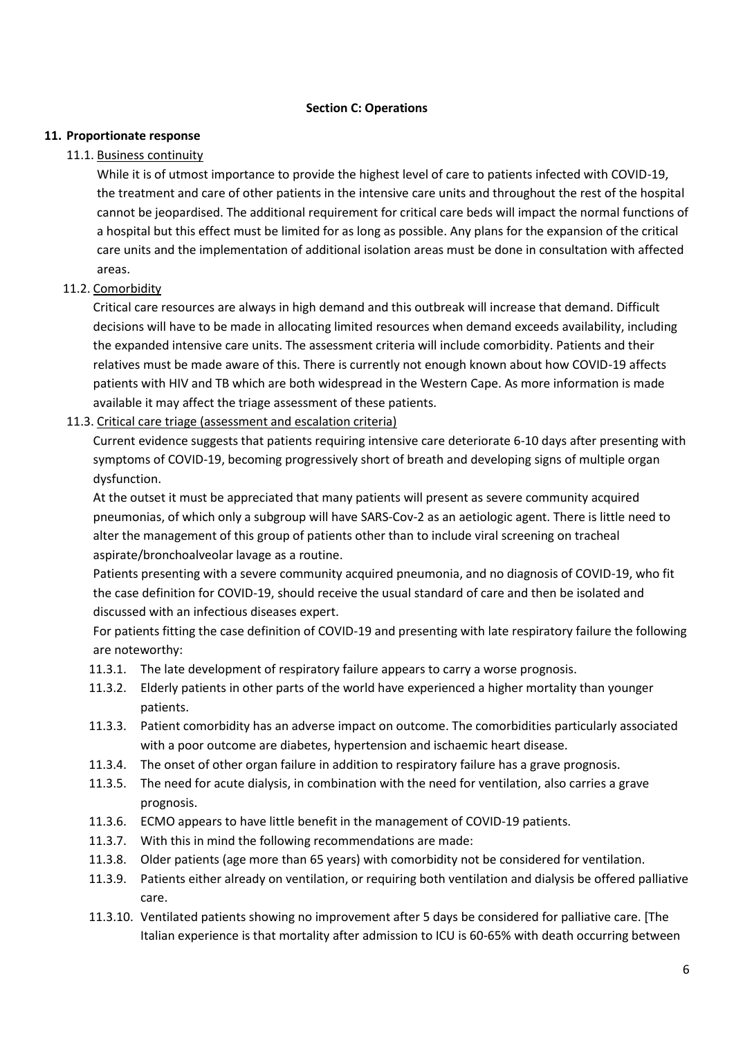**Section C: Operations**

**11. Proportionate response**

11.1. Business continuity

While it is of utmost importance to provide the highest level of care to patients infected with COVID-19, the treatment and care of other patients in the intensive care units and throughout the rest of the hospital cannot be jeopardised. The additional requirement for critical care beds will impact the normal functions of a hospital but this effect must be limited for as long as possible. Any plans for the expansion of the critical care units and the implementation of additional isolation areas must be done in consultation with affected areas.

11.2. Comorbidity

Critical care resources are always in high demand and this outbreak will increase that demand. Difficult decisions will have to be made in allocating limited resources when demand exceeds availability, including the expanded intensive care units. The assessment criteria will include comorbidity. Patients and their relatives must be made aware of this. There is currently not enough known about how COVID-19 affects patients with HIV and TB which are both widespread in the Western Cape. As more information is made available it may affect the triage assessment of these patients.

11.3. Critical care triage (assessment and escalation criteria)

Current evidence suggests that patients requiring intensive care deteriorate 6-10 days after presenting with symptoms of COVID-19, becoming progressively short of breath and developing signs of multiple organ dysfunction.

At the outset it must be appreciated that many patients will present as severe community acquired pneumonias, of which only a subgroup will have SARS-Cov-2 as an aetiologic agent. There is little need to alter the management of this group of patients other than to include viral screening on tracheal aspirate/bronchoalveolar lavage as a routine.

Patients presenting with a severe community acquired pneumonia, and no diagnosis of COVID-19, who fit the case definition for COVID-19, should receive the usual standard of care and then be isolated and discussed with an infectious diseases expert.

For patients fitting the case definition of COVID-19 and presenting with late respiratory failure the following are noteworthy:

11.3.1. The late development of respiratory failure appears to carry a worse prognosis.

11.3.2. Elderly patients in other parts of the world have experienced a higher mortality than younger patients.

11.3.3. Patient comorbidity has an adverse impact on outcome. The comorbidities particularly associated with a poor outcome are diabetes, hypertension and ischaemic heart disease.

11.3.4. The onset of other organ failure in addition to respiratory failure has a grave prognosis.

11.3.5. The need for acute dialysis, in combination with the need for ventilation, also carries a grave prognosis.

11.3.6. ECMO appears to have little benefit in the management of COVID-19 patients.

11.3.7. With this in mind the following recommendations are made:

11.3.8. Older patients (age more than 65 years) with comorbidity not be considered for ventilation.

11.3.9. Patients either already on ventilation, or requiring both ventilation and dialysis be offered palliative care.

11.3.10. Ventilated patients showing no improvement after 5 days be considered for palliative care. [The Italian experience is that mortality after admission to ICU is 60-65% with death occurring between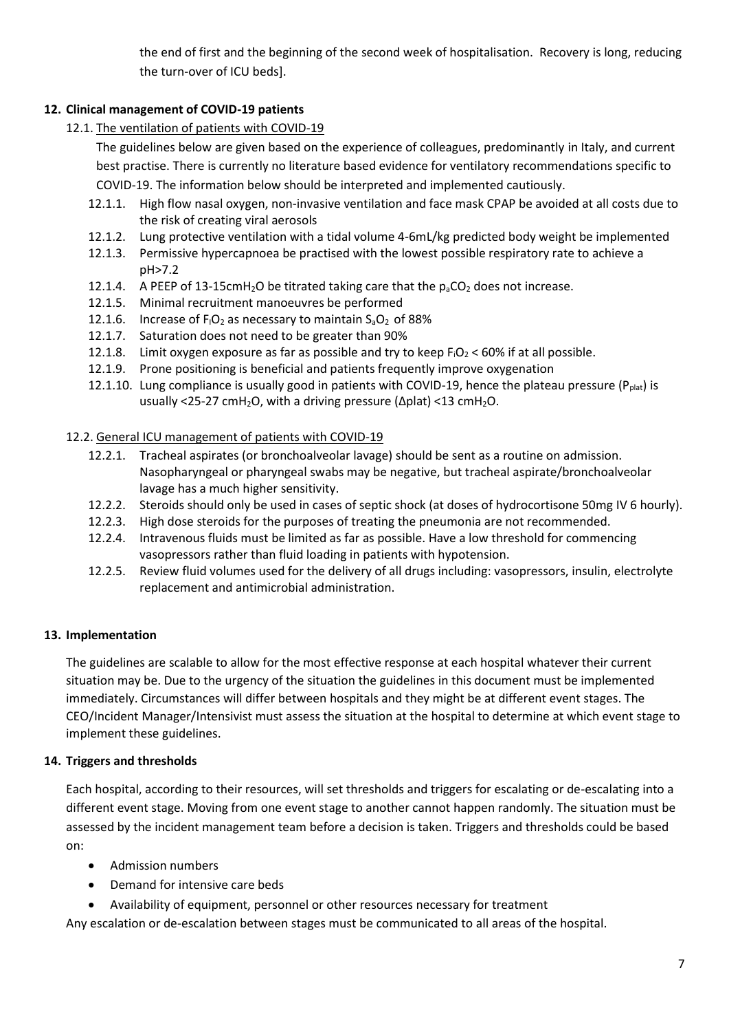the end of first and the beginning of the second week of hospitalisation. Recovery is long, reducing the turn-over of ICU beds].

## 12. Clinical management of COVID-19 patients

### 12.1. The ventilation of patients with COVID-19

The guidelines below are given based on the experience of colleagues, predominantly in Italy, and current best practise. There is currently no literature based evidence for ventilatory recommendations specific to COVID-19. The information below should be interpreted and implemented cautiously.

- 12.1.1. High flow nasal oxygen, non-invasive ventilation and face mask CPAP be avoided at all costs due to the risk of creating viral aerosols
- 12.1.2. Lung protective ventilation with a tidal volume 4-6mL/kg predicted body weight be implemented
- 12.1.3. Permissive hypercapnoea be practised with the lowest possible respiratory rate to achieve a pH>7.2
- 12.1.4. A PEEP of 13-15cm$H_2O$ be titrated taking care that the $p_aCO_2$ does not increase.
- 12.1.5. Minimal recruitment manoeuvres be performed
- 12.1.6. Increase of $F_iO_2$ as necessary to maintain $S_aO_2$ of 88%
- 12.1.7. Saturation does not need to be greater than 90%
- 12.1.8. Limit oxygen exposure as far as possible and try to keep $F_iO_2$ < 60% if at all possible.
- 12.1.9. Prone positioning is beneficial and patients frequently improve oxygenation
- 12.1.10. Lung compliance is usually good in patients with COVID-19, hence the plateau pressure ($P_{plat}$) is usually <25-27 cm$H_2O$, with a driving pressure (Δplat) <13 cm$H_2O$.

### 12.2. General ICU management of patients with COVID-19

- 12.2.1. Tracheal aspirates (or bronchoalveolar lavage) should be sent as a routine on admission. Nasopharyngeal or pharyngeal swabs may be negative, but tracheal aspirate/bronchoalveolar lavage has a much higher sensitivity.
- 12.2.2. Steroids should only be used in cases of septic shock (at doses of hydrocortisone 50mg IV 6 hourly).
- 12.2.3. High dose steroids for the purposes of treating the pneumonia are not recommended.
- 12.2.4. Intravenous fluids must be limited as far as possible. Have a low threshold for commencing vasopressors rather than fluid loading in patients with hypotension.
- 12.2.5. Review fluid volumes used for the delivery of all drugs including: vasopressors, insulin, electrolyte replacement and antimicrobial administration.

## 13. Implementation

The guidelines are scalable to allow for the most effective response at each hospital whatever their current situation may be. Due to the urgency of the situation the guidelines in this document must be implemented immediately. Circumstances will differ between hospitals and they might be at different event stages. The CEO/Incident Manager/Intensivist must assess the situation at the hospital to determine at which event stage to implement these guidelines.

## 14. Triggers and thresholds

Each hospital, according to their resources, will set thresholds and triggers for escalating or de-escalating into a different event stage. Moving from one event stage to another cannot happen randomly. The situation must be assessed by the incident management team before a decision is taken. Triggers and thresholds could be based on:

- Admission numbers
- Demand for intensive care beds
- Availability of equipment, personnel or other resources necessary for treatment

Any escalation or de-escalation between stages must be communicated to all areas of the hospital.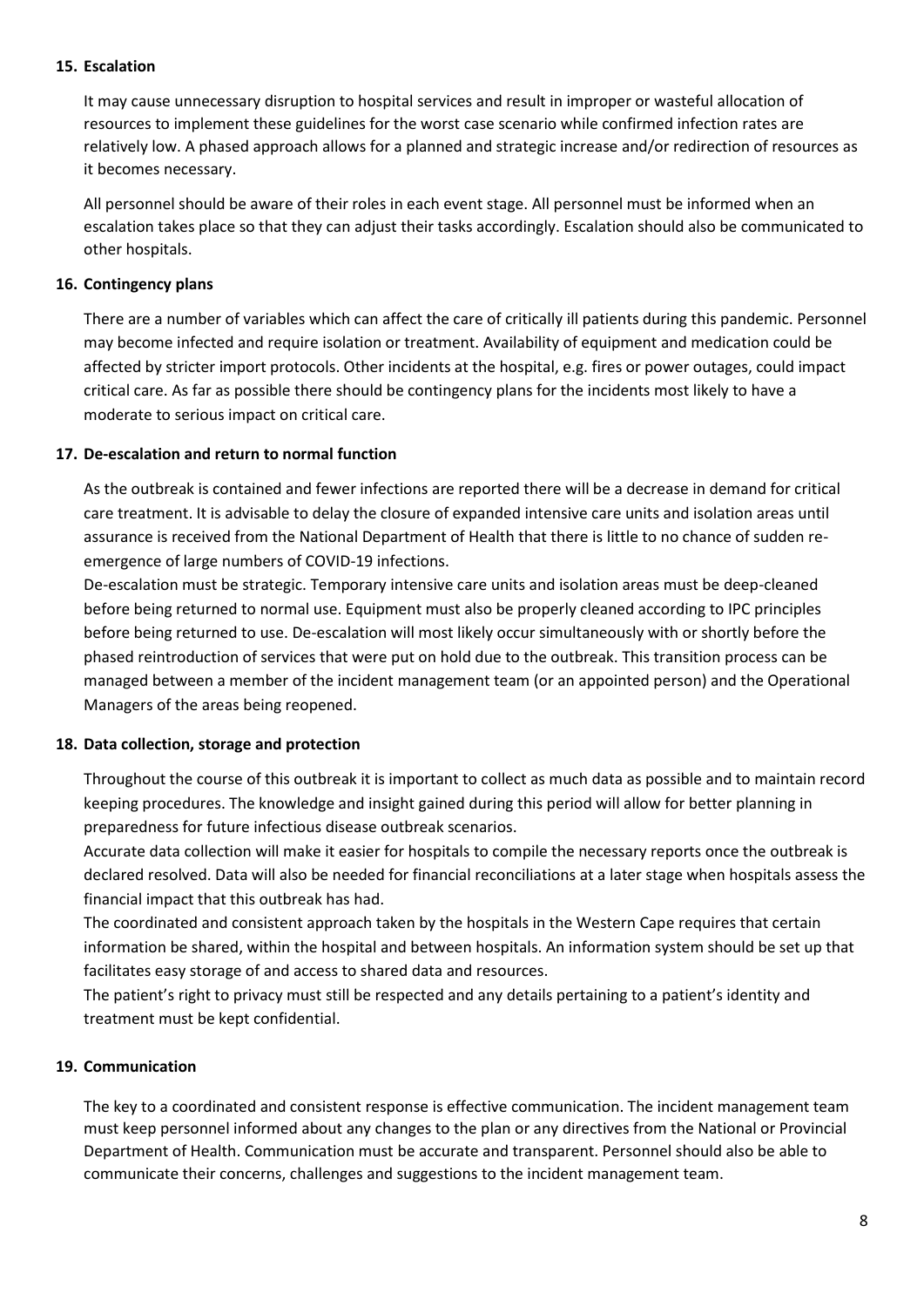## 15. Escalation

It may cause unnecessary disruption to hospital services and result in improper or wasteful allocation of resources to implement these guidelines for the worst case scenario while confirmed infection rates are relatively low. A phased approach allows for a planned and strategic increase and/or redirection of resources as it becomes necessary.

All personnel should be aware of their roles in each event stage. All personnel must be informed when an escalation takes place so that they can adjust their tasks accordingly. Escalation should also be communicated to other hospitals.

## 16. Contingency plans

There are a number of variables which can affect the care of critically ill patients during this pandemic. Personnel may become infected and require isolation or treatment. Availability of equipment and medication could be affected by stricter import protocols. Other incidents at the hospital, e.g. fires or power outages, could impact critical care. As far as possible there should be contingency plans for the incidents most likely to have a moderate to serious impact on critical care.

## 17. De-escalation and return to normal function

As the outbreak is contained and fewer infections are reported there will be a decrease in demand for critical care treatment. It is advisable to delay the closure of expanded intensive care units and isolation areas until assurance is received from the National Department of Health that there is little to no chance of sudden re-emergence of large numbers of COVID-19 infections.

De-escalation must be strategic. Temporary intensive care units and isolation areas must be deep-cleaned before being returned to normal use. Equipment must also be properly cleaned according to IPC principles before being returned to use. De-escalation will most likely occur simultaneously with or shortly before the phased reintroduction of services that were put on hold due to the outbreak. This transition process can be managed between a member of the incident management team (or an appointed person) and the Operational Managers of the areas being reopened.

## 18. Data collection, storage and protection

Throughout the course of this outbreak it is important to collect as much data as possible and to maintain record keeping procedures. The knowledge and insight gained during this period will allow for better planning in preparedness for future infectious disease outbreak scenarios.

Accurate data collection will make it easier for hospitals to compile the necessary reports once the outbreak is declared resolved. Data will also be needed for financial reconciliations at a later stage when hospitals assess the financial impact that this outbreak has had.

The coordinated and consistent approach taken by the hospitals in the Western Cape requires that certain information be shared, within the hospital and between hospitals. An information system should be set up that facilitates easy storage of and access to shared data and resources.

The patient's right to privacy must still be respected and any details pertaining to a patient's identity and treatment must be kept confidential.

## 19. Communication

The key to a coordinated and consistent response is effective communication. The incident management team must keep personnel informed about any changes to the plan or any directives from the National or Provincial Department of Health. Communication must be accurate and transparent. Personnel should also be able to communicate their concerns, challenges and suggestions to the incident management team.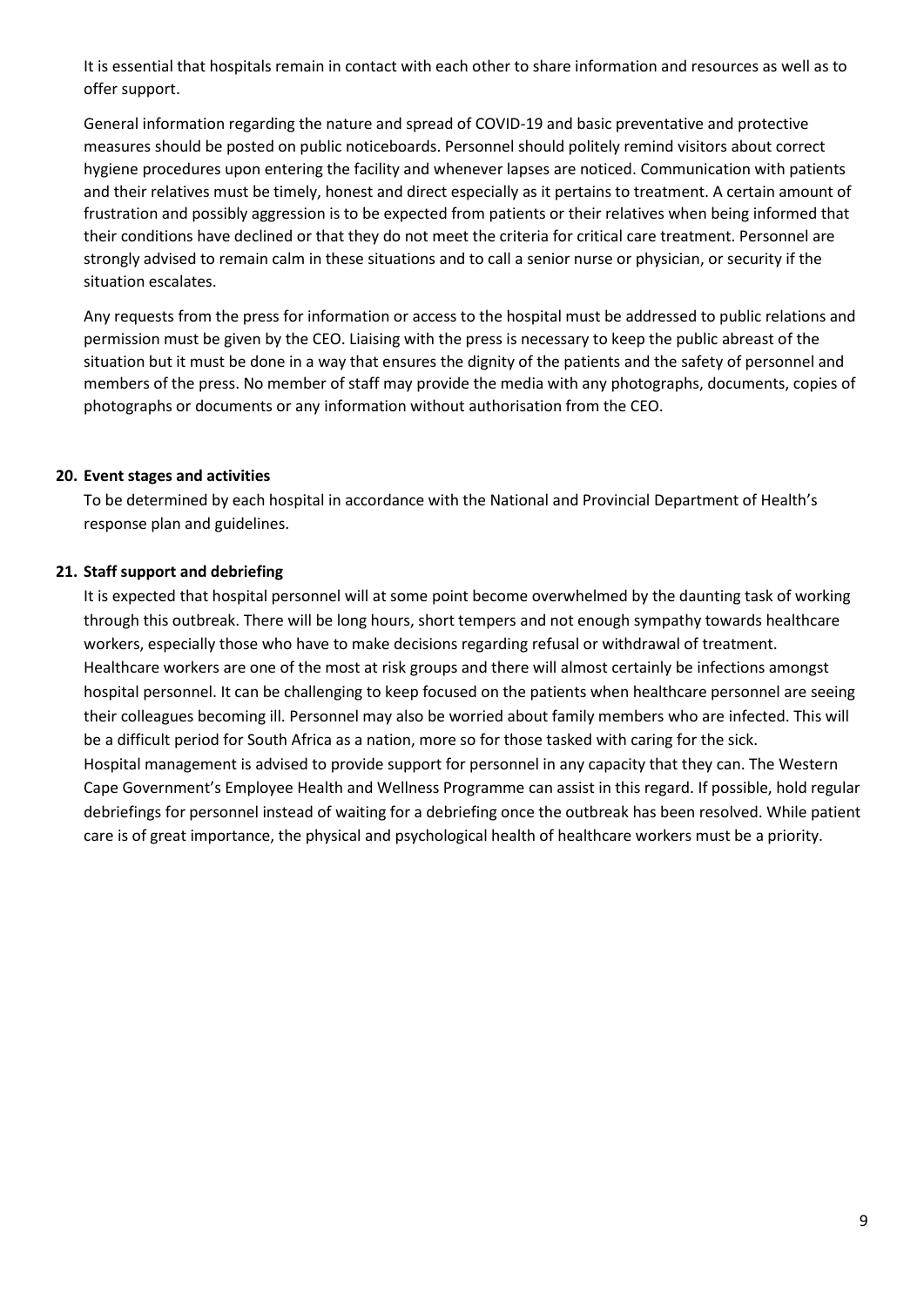It is essential that hospitals remain in contact with each other to share information and resources as well as to offer support.

General information regarding the nature and spread of COVID-19 and basic preventative and protective measures should be posted on public noticeboards. Personnel should politely remind visitors about correct hygiene procedures upon entering the facility and whenever lapses are noticed. Communication with patients and their relatives must be timely, honest and direct especially as it pertains to treatment. A certain amount of frustration and possibly aggression is to be expected from patients or their relatives when being informed that their conditions have declined or that they do not meet the criteria for critical care treatment. Personnel are strongly advised to remain calm in these situations and to call a senior nurse or physician, or security if the situation escalates.

Any requests from the press for information or access to the hospital must be addressed to public relations and permission must be given by the CEO. Liaising with the press is necessary to keep the public abreast of the situation but it must be done in a way that ensures the dignity of the patients and the safety of personnel and members of the press. No member of staff may provide the media with any photographs, documents, copies of photographs or documents or any information without authorisation from the CEO.

**20. Event stages and activities**

To be determined by each hospital in accordance with the National and Provincial Department of Health's response plan and guidelines.

**21. Staff support and debriefing**

It is expected that hospital personnel will at some point become overwhelmed by the daunting task of working through this outbreak. There will be long hours, short tempers and not enough sympathy towards healthcare workers, especially those who have to make decisions regarding refusal or withdrawal of treatment. Healthcare workers are one of the most at risk groups and there will almost certainly be infections amongst hospital personnel. It can be challenging to keep focused on the patients when healthcare personnel are seeing their colleagues becoming ill. Personnel may also be worried about family members who are infected. This will be a difficult period for South Africa as a nation, more so for those tasked with caring for the sick.
Hospital management is advised to provide support for personnel in any capacity that they can. The Western Cape Government's Employee Health and Wellness Programme can assist in this regard. If possible, hold regular debriefings for personnel instead of waiting for a debriefing once the outbreak has been resolved. While patient care is of great importance, the physical and psychological health of healthcare workers must be a priority.